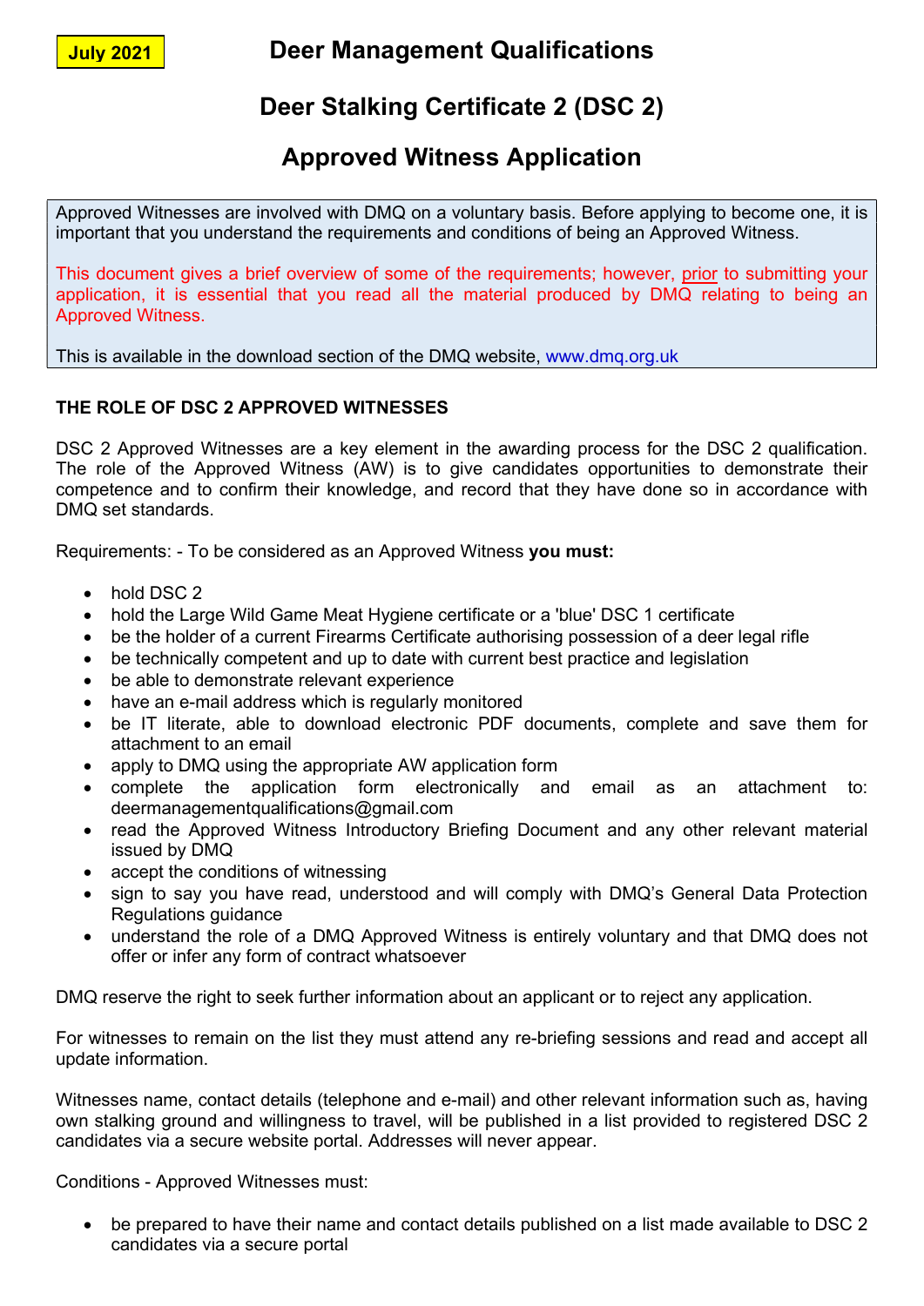**July 2021**

# Deer Management Qualifications

# Deer Stalking Certificate 2 (DSC 2)

# Approved Witness Application

Approved Witnesses are involved with DMQ on a voluntary basis. Before applying to become one, it is important that you understand the requirements and conditions of being an Approved Witness.

This document gives a brief overview of some of the requirements; however, prior to submitting your application, it is essential that you read all the material produced by DMQ relating to being an Approved Witness.

This is available in the download section of the DMQ website, www.dmq.org.uk

**THE ROLE OF DSC 2 APPROVED WITNESSES**

DSC 2 Approved Witnesses are a key element in the awarding process for the DSC 2 qualification. The role of the Approved Witness (AW) is to give candidates opportunities to demonstrate their competence and to confirm their knowledge, and record that they have done so in accordance with DMQ set standards.

Requirements: - To be considered as an Approved Witness **you must:**

- hold DSC 2
- hold the Large Wild Game Meat Hygiene certificate or a 'blue' DSC 1 certificate
- be the holder of a current Firearms Certificate authorising possession of a deer legal rifle
- be technically competent and up to date with current best practice and legislation
- be able to demonstrate relevant experience
- have an e-mail address which is regularly monitored
- be IT literate, able to download electronic PDF documents, complete and save them for attachment to an email
- apply to DMQ using the appropriate AW application form
- complete the application form electronically and email as an attachment to: deermanagementqualifications@gmail.com
- read the Approved Witness Introductory Briefing Document and any other relevant material issued by DMQ
- accept the conditions of witnessing
- sign to say you have read, understood and will comply with DMQ's General Data Protection Regulations guidance
- understand the role of a DMQ Approved Witness is entirely voluntary and that DMQ does not offer or infer any form of contract whatsoever

DMQ reserve the right to seek further information about an applicant or to reject any application.

For witnesses to remain on the list they must attend any re-briefing sessions and read and accept all update information.

Witnesses name, contact details (telephone and e-mail) and other relevant information such as, having own stalking ground and willingness to travel, will be published in a list provided to registered DSC 2 candidates via a secure website portal. Addresses will never appear.

Conditions - Approved Witnesses must:

- be prepared to have their name and contact details published on a list made available to DSC 2 candidates via a secure portal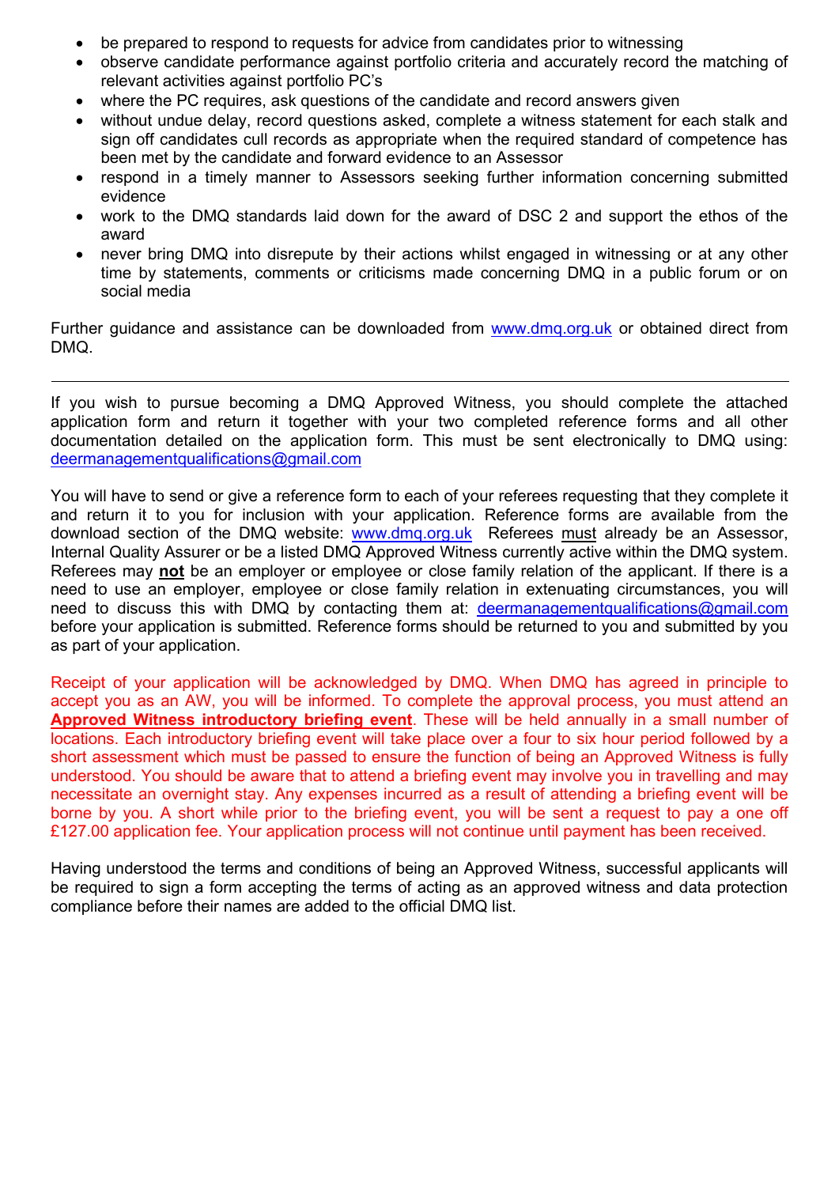- be prepared to respond to requests for advice from candidates prior to witnessing
- observe candidate performance against portfolio criteria and accurately record the matching of relevant activities against portfolio PC's
- where the PC requires, ask questions of the candidate and record answers given
- without undue delay, record questions asked, complete a witness statement for each stalk and sign off candidates cull records as appropriate when the required standard of competence has been met by the candidate and forward evidence to an Assessor
- respond in a timely manner to Assessors seeking further information concerning submitted evidence
- work to the DMQ standards laid down for the award of DSC 2 and support the ethos of the award
- never bring DMQ into disrepute by their actions whilst engaged in witnessing or at any other time by statements, comments or criticisms made concerning DMQ in a public forum or on social media

Further guidance and assistance can be downloaded from www.dmq.org.uk or obtained direct from DMQ.

---

If you wish to pursue becoming a DMQ Approved Witness, you should complete the attached application form and return it together with your two completed reference forms and all other documentation detailed on the application form. This must be sent electronically to DMQ using: deermanagementqualifications@gmail.com

You will have to send or give a reference form to each of your referees requesting that they complete it and return it to you for inclusion with your application. Reference forms are available from the download section of the DMQ website: www.dmq.org.uk Referees must already be an Assessor, Internal Quality Assurer or be a listed DMQ Approved Witness currently active within the DMQ system. Referees may **not** be an employer or employee or close family relation of the applicant. If there is a need to use an employer, employee or close family relation in extenuating circumstances, you will need to discuss this with DMQ by contacting them at: deermanagementqualifications@gmail.com before your application is submitted. Reference forms should be returned to you and submitted by you as part of your application.

Receipt of your application will be acknowledged by DMQ. When DMQ has agreed in principle to accept you as an AW, you will be informed. To complete the approval process, you must attend an **Approved Witness introductory briefing event**. These will be held annually in a small number of locations. Each introductory briefing event will take place over a four to six hour period followed by a short assessment which must be passed to ensure the function of being an Approved Witness is fully understood. You should be aware that to attend a briefing event may involve you in travelling and may necessitate an overnight stay. Any expenses incurred as a result of attending a briefing event will be borne by you. A short while prior to the briefing event, you will be sent a request to pay a one off £127.00 application fee. Your application process will not continue until payment has been received.

Having understood the terms and conditions of being an Approved Witness, successful applicants will be required to sign a form accepting the terms of acting as an approved witness and data protection compliance before their names are added to the official DMQ list.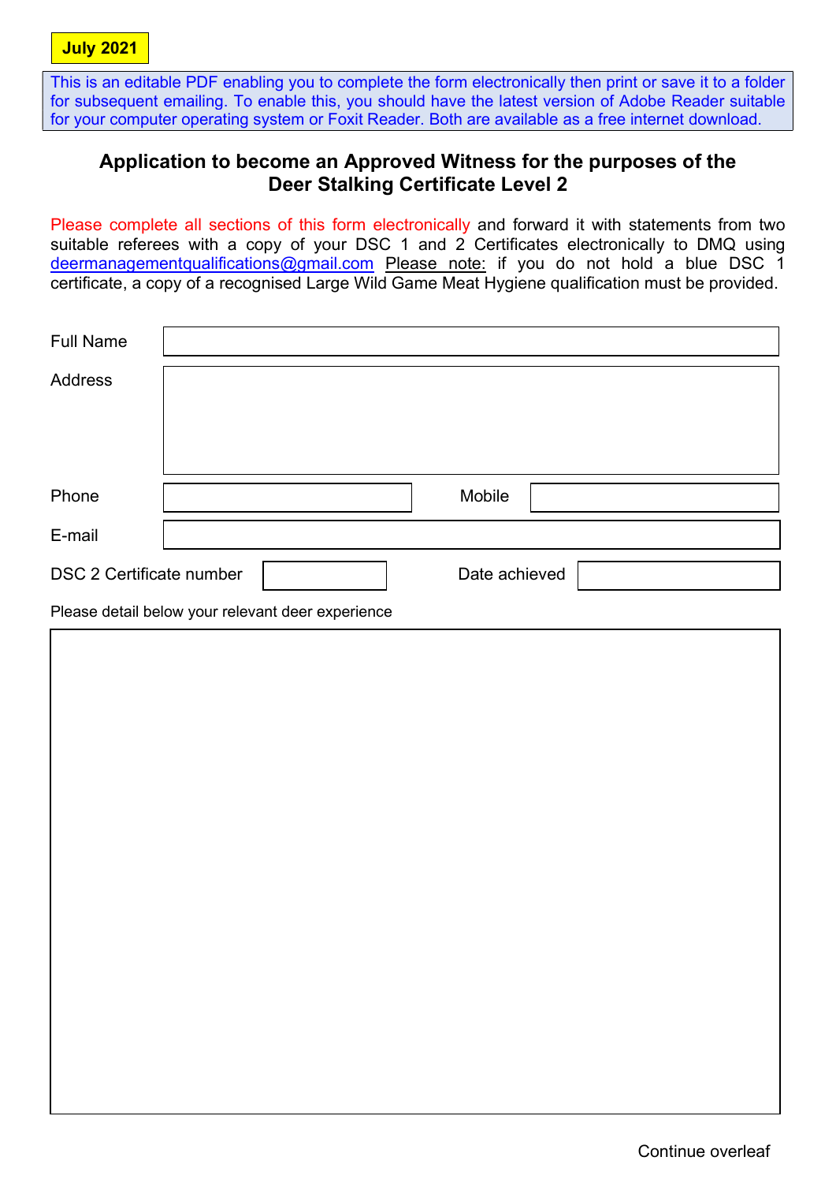**July 2021**

This is an editable PDF enabling you to complete the form electronically then print or save it to a folder for subsequent emailing. To enable this, you should have the latest version of Adobe Reader suitable for your computer operating system or Foxit Reader. Both are available as a free internet download.

## Application to become an Approved Witness for the purposes of the Deer Stalking Certificate Level 2

Please complete all sections of this form electronically and forward it with statements from two suitable referees with a copy of your DSC 1 and 2 Certificates electronically to DMQ using deermanagementqualifications@gmail.com Please note: if you do not hold a blue DSC 1 certificate, a copy of a recognised Large Wild Game Meat Hygiene qualification must be provided.

| | | | |
|---|---|---|---|
| Full Name | | | |
| Address | | | |
| Phone | | Mobile | |
| E-mail | | | |
| DSC 2 Certificate number | | Date achieved | |

Please detail below your relevant deer experience

| |
|---|
| |

Continue overleaf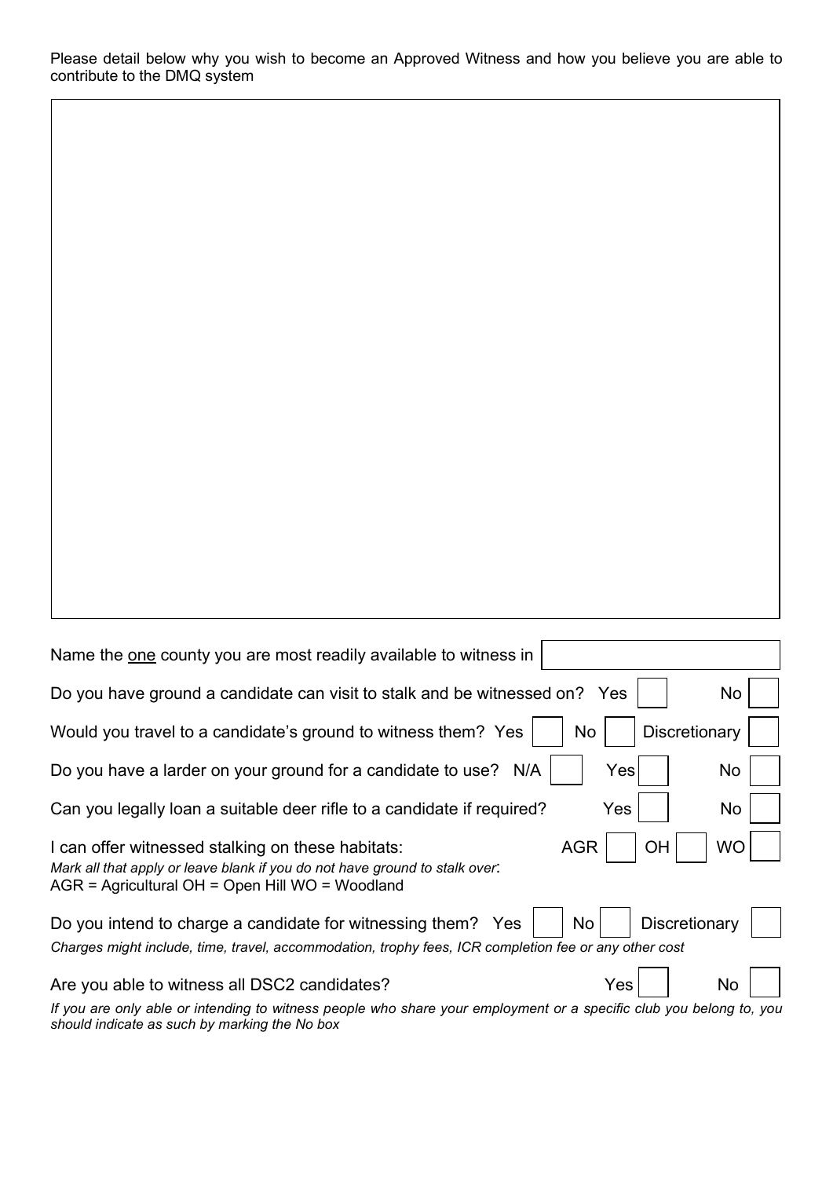Please detail below why you wish to become an Approved Witness and how you believe you are able to contribute to the DMQ system

Name the one county you are most readily available to witness in

Do you have ground a candidate can visit to stalk and be witnessed on? Yes ☐ No ☐

Would you travel to a candidate's ground to witness them? Yes ☐ No ☐ Discretionary ☐

Do you have a larder on your ground for a candidate to use? N/A ☐ Yes ☐ No ☐

Can you legally loan a suitable deer rifle to a candidate if required? Yes ☐ No ☐

I can offer witnessed stalking on these habitats: AGR ☐ OH ☐ WO ☐

*Mark all that apply or leave blank if you do not have ground to stalk over:*

AGR = Agricultural OH = Open Hill WO = Woodland

Do you intend to charge a candidate for witnessing them? Yes ☐ No ☐ Discretionary ☐

*Charges might include, time, travel, accommodation, trophy fees, ICR completion fee or any other cost*

Are you able to witness all DSC2 candidates? Yes ☐ No ☐

*If you are only able or intending to witness people who share your employment or a specific club you belong to, you should indicate as such by marking the No box*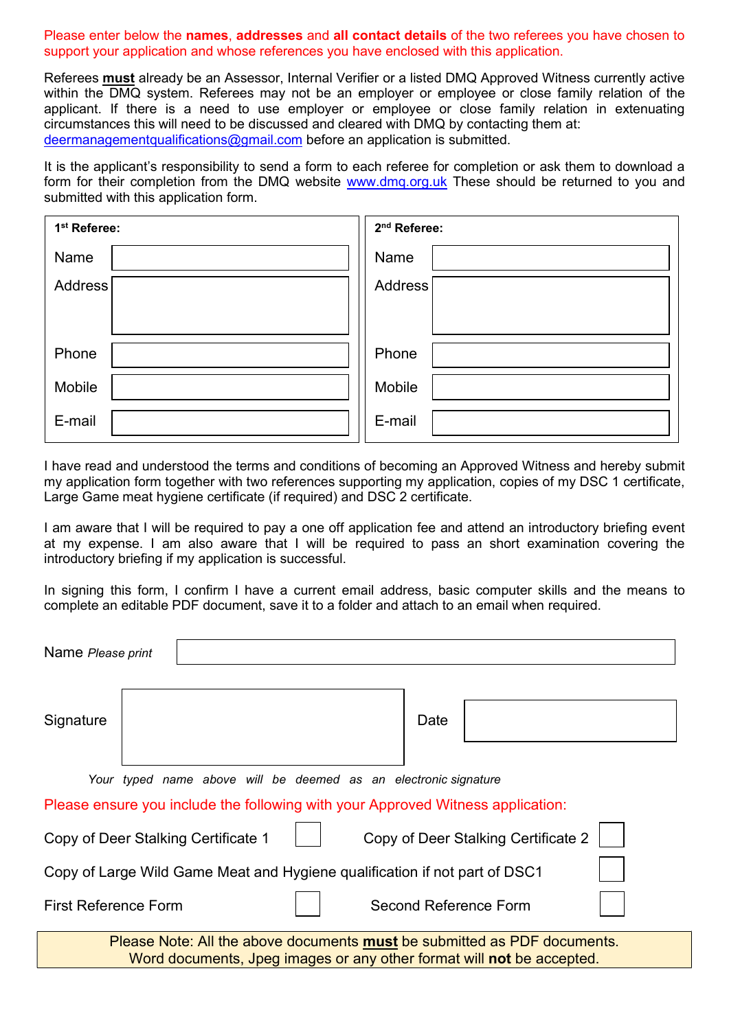Please enter below the **names**, **addresses** and **all contact details** of the two referees you have chosen to support your application and whose references you have enclosed with this application.

Referees **must** already be an Assessor, Internal Verifier or a listed DMQ Approved Witness currently active within the DMQ system. Referees may not be an employer or employee or close family relation of the applicant. If there is a need to use employer or employee or close family relation in extenuating circumstances this will need to be discussed and cleared with DMQ by contacting them at: deermanagementqualifications@gmail.com before an application is submitted.

It is the applicant's responsibility to send a form to each referee for completion or ask them to download a form for their completion from the DMQ website www.dmq.org.uk These should be returned to you and submitted with this application form.

| **1st Referee:** | | **2nd Referee:** | |
|---|---|---|---|
| Name | | Name | |
| Address | | Address | |
| Phone | | Phone | |
| Mobile | | Mobile | |
| E-mail | | E-mail | |

I have read and understood the terms and conditions of becoming an Approved Witness and hereby submit my application form together with two references supporting my application, copies of my DSC 1 certificate, Large Game meat hygiene certificate (if required) and DSC 2 certificate.

I am aware that I will be required to pay a one off application fee and attend an introductory briefing event at my expense. I am also aware that I will be required to pass an short examination covering the introductory briefing if my application is successful.

In signing this form, I confirm I have a current email address, basic computer skills and the means to complete an editable PDF document, save it to a folder and attach to an email when required.

Name *Please print*

Signature

Date

*Your typed name above will be deemed as an electronic signature*

Please ensure you include the following with your Approved Witness application:

| | | | |
|---|---|---|---|
| Copy of Deer Stalking Certificate 1 | ☐ | Copy of Deer Stalking Certificate 2 | ☐ |
| Copy of Large Wild Game Meat and Hygiene qualification if not part of DSC1 | | | ☐ |
| First Reference Form | ☐ | Second Reference Form | ☐ |

Please Note: All the above documents **must** be submitted as PDF documents.
Word documents, Jpeg images or any other format will **not** be accepted.